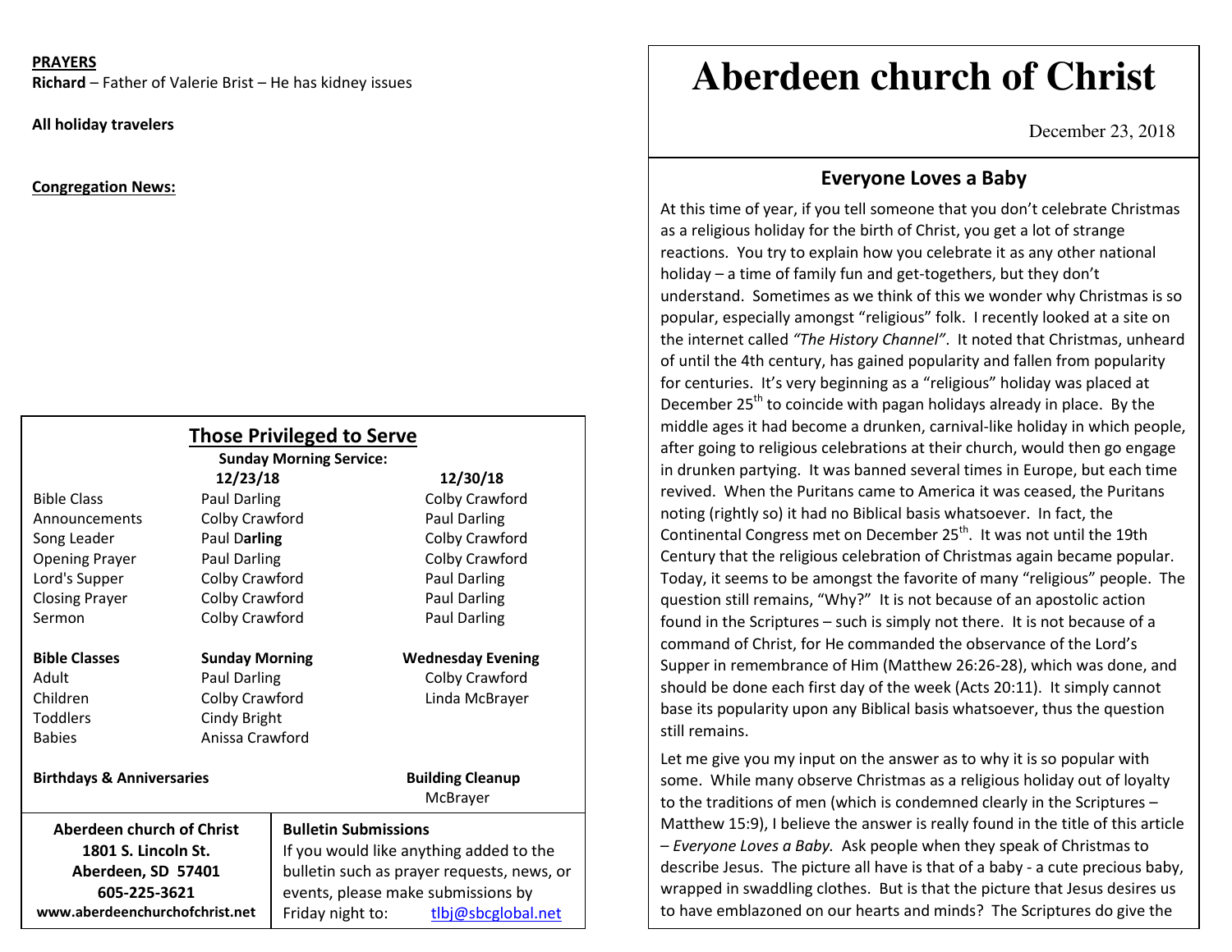**PRAYERS**

**Richard** – Father of Valerie Brist – He has kidney issues

**All holiday travelers**

**Congregation News:**

## Those Privileged to Serve

**Sunday Morning Service:**

| | 12/23/18 | 12/30/18 |
|---|---|---|
| Bible Class | Paul Darling | Colby Crawford |
| Announcements | Colby Crawford | Paul Darling |
| Song Leader | Paul Darling | Colby Crawford |
| Opening Prayer | Paul Darling | Colby Crawford |
| Lord's Supper | Colby Crawford | Paul Darling |
| Closing Prayer | Colby Crawford | Paul Darling |
| Sermon | Colby Crawford | Paul Darling |

| **Bible Classes** | **Sunday Morning** | **Wednesday Evening** |
|---|---|---|
| Adult | Paul Darling | Colby Crawford |
| Children | Colby Crawford | Linda McBrayer |
| Toddlers | Cindy Bright | |
| Babies | Anissa Crawford | |

**Birthdays & Anniversaries**

**Building Cleanup**
McBrayer

**Aberdeen church of Christ**
**1801 S. Lincoln St.**
**Aberdeen, SD 57401**
**605-225-3621**
**www.aberdeenchurchofchrist.net**

**Bulletin Submissions**
If you would like anything added to the bulletin such as prayer requests, news, or events, please make submissions by Friday night to: tlbj@sbcglobal.net

# Aberdeen church of Christ

December 23, 2018

## Everyone Loves a Baby

At this time of year, if you tell someone that you don't celebrate Christmas as a religious holiday for the birth of Christ, you get a lot of strange reactions. You try to explain how you celebrate it as any other national holiday – a time of family fun and get-togethers, but they don't understand. Sometimes as we think of this we wonder why Christmas is so popular, especially amongst "religious" folk. I recently looked at a site on the internet called *"The History Channel"*. It noted that Christmas, unheard of until the 4th century, has gained popularity and fallen from popularity for centuries. It's very beginning as a "religious" holiday was placed at December 25th to coincide with pagan holidays already in place. By the middle ages it had become a drunken, carnival-like holiday in which people, after going to religious celebrations at their church, would then go engage in drunken partying. It was banned several times in Europe, but each time revived. When the Puritans came to America it was ceased, the Puritans noting (rightly so) it had no Biblical basis whatsoever. In fact, the Continental Congress met on December 25th. It was not until the 19th Century that the religious celebration of Christmas again became popular. Today, it seems to be amongst the favorite of many "religious" people. The question still remains, "Why?" It is not because of an apostolic action found in the Scriptures – such is simply not there. It is not because of a command of Christ, for He commanded the observance of the Lord's Supper in remembrance of Him (Matthew 26:26-28), which was done, and should be done each first day of the week (Acts 20:11). It simply cannot base its popularity upon any Biblical basis whatsoever, thus the question still remains.

Let me give you my input on the answer as to why it is so popular with some. While many observe Christmas as a religious holiday out of loyalty to the traditions of men (which is condemned clearly in the Scriptures – Matthew 15:9), I believe the answer is really found in the title of this article – *Everyone Loves a Baby.* Ask people when they speak of Christmas to describe Jesus. The picture all have is that of a baby - a cute precious baby, wrapped in swaddling clothes. But is that the picture that Jesus desires us to have emblazoned on our hearts and minds? The Scriptures do give the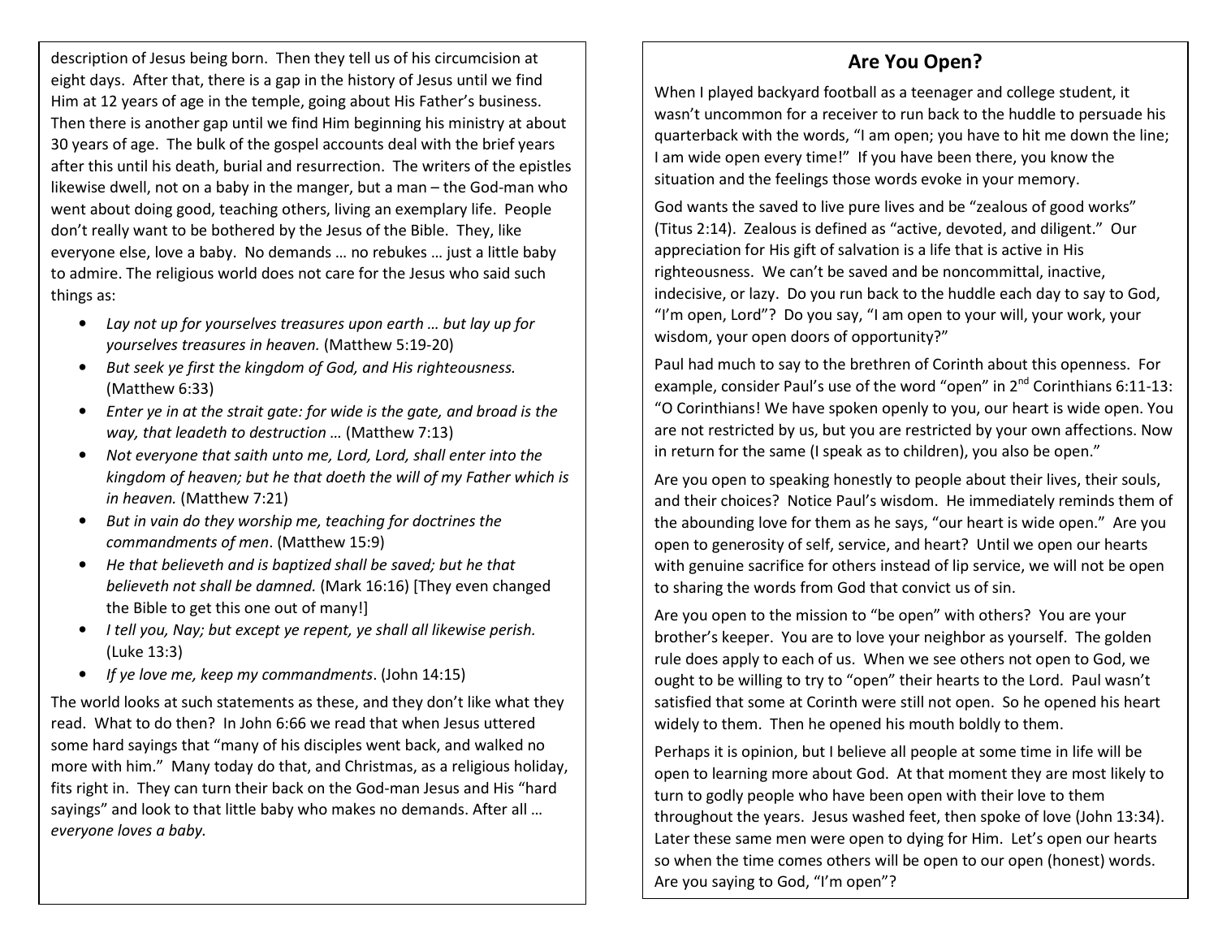description of Jesus being born. Then they tell us of his circumcision at eight days. After that, there is a gap in the history of Jesus until we find Him at 12 years of age in the temple, going about His Father's business. Then there is another gap until we find Him beginning his ministry at about 30 years of age. The bulk of the gospel accounts deal with the brief years after this until his death, burial and resurrection. The writers of the epistles likewise dwell, not on a baby in the manger, but a man – the God-man who went about doing good, teaching others, living an exemplary life. People don't really want to be bothered by the Jesus of the Bible. They, like everyone else, love a baby. No demands … no rebukes … just a little baby to admire. The religious world does not care for the Jesus who said such things as:

- *Lay not up for yourselves treasures upon earth … but lay up for yourselves treasures in heaven.* (Matthew 5:19-20)
- *But seek ye first the kingdom of God, and His righteousness.* (Matthew 6:33)
- *Enter ye in at the strait gate: for wide is the gate, and broad is the way, that leadeth to destruction …* (Matthew 7:13)
- *Not everyone that saith unto me, Lord, Lord, shall enter into the kingdom of heaven; but he that doeth the will of my Father which is in heaven.* (Matthew 7:21)
- *But in vain do they worship me, teaching for doctrines the commandments of men*. (Matthew 15:9)
- *He that believeth and is baptized shall be saved; but he that believeth not shall be damned.* (Mark 16:16) [They even changed the Bible to get this one out of many!]
- *I tell you, Nay; but except ye repent, ye shall all likewise perish.* (Luke 13:3)
- *If ye love me, keep my commandments*. (John 14:15)

The world looks at such statements as these, and they don't like what they read. What to do then? In John 6:66 we read that when Jesus uttered some hard sayings that "many of his disciples went back, and walked no more with him." Many today do that, and Christmas, as a religious holiday, fits right in. They can turn their back on the God-man Jesus and His "hard sayings" and look to that little baby who makes no demands. After all … *everyone loves a baby.*

## Are You Open?

When I played backyard football as a teenager and college student, it wasn't uncommon for a receiver to run back to the huddle to persuade his quarterback with the words, "I am open; you have to hit me down the line; I am wide open every time!" If you have been there, you know the situation and the feelings those words evoke in your memory.

God wants the saved to live pure lives and be "zealous of good works" (Titus 2:14). Zealous is defined as "active, devoted, and diligent." Our appreciation for His gift of salvation is a life that is active in His righteousness. We can't be saved and be noncommittal, inactive, indecisive, or lazy. Do you run back to the huddle each day to say to God, "I'm open, Lord"? Do you say, "I am open to your will, your work, your wisdom, your open doors of opportunity?"

Paul had much to say to the brethren of Corinth about this openness. For example, consider Paul's use of the word "open" in 2nd Corinthians 6:11-13: "O Corinthians! We have spoken openly to you, our heart is wide open. You are not restricted by us, but you are restricted by your own affections. Now in return for the same (I speak as to children), you also be open."

Are you open to speaking honestly to people about their lives, their souls, and their choices? Notice Paul's wisdom. He immediately reminds them of the abounding love for them as he says, "our heart is wide open." Are you open to generosity of self, service, and heart? Until we open our hearts with genuine sacrifice for others instead of lip service, we will not be open to sharing the words from God that convict us of sin.

Are you open to the mission to "be open" with others? You are your brother's keeper. You are to love your neighbor as yourself. The golden rule does apply to each of us. When we see others not open to God, we ought to be willing to try to "open" their hearts to the Lord. Paul wasn't satisfied that some at Corinth were still not open. So he opened his heart widely to them. Then he opened his mouth boldly to them.

Perhaps it is opinion, but I believe all people at some time in life will be open to learning more about God. At that moment they are most likely to turn to godly people who have been open with their love to them throughout the years. Jesus washed feet, then spoke of love (John 13:34). Later these same men were open to dying for Him. Let's open our hearts so when the time comes others will be open to our open (honest) words. Are you saying to God, "I'm open"?